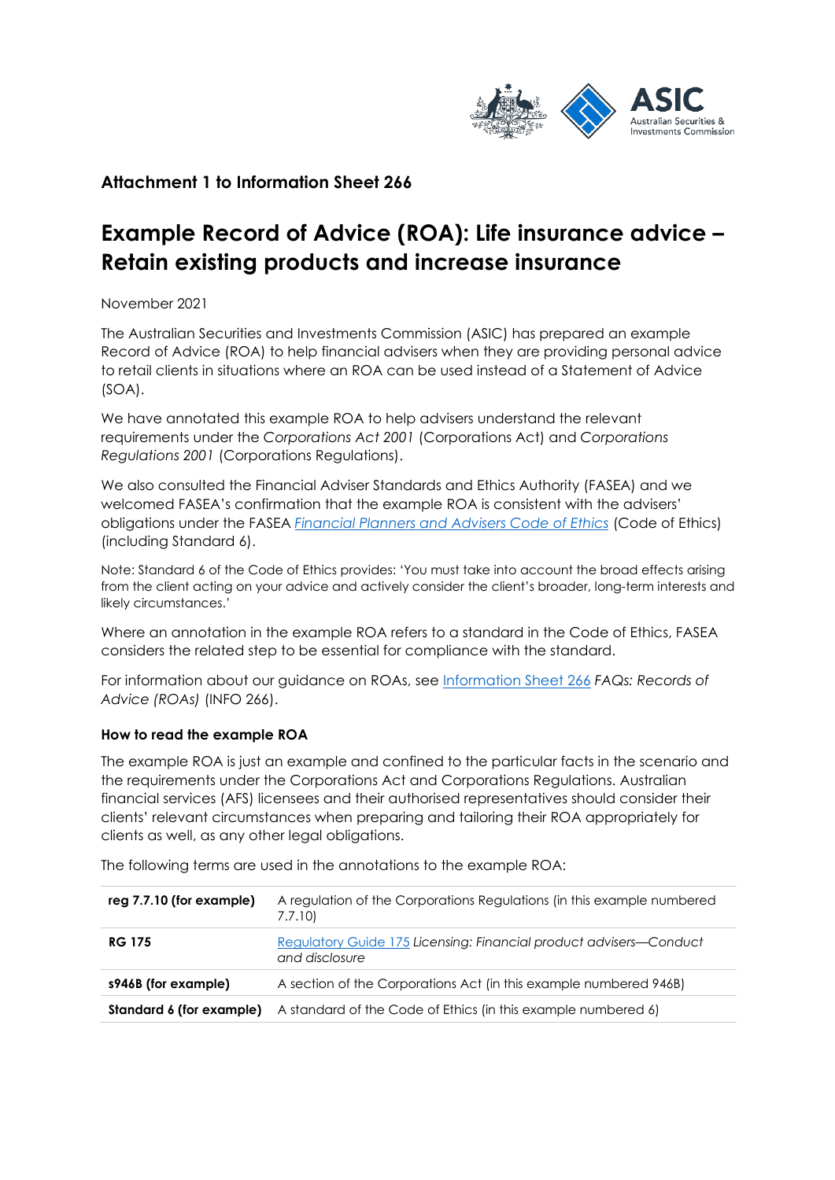**Attachment 1 to Information Sheet 266**

# Example Record of Advice (ROA): Life insurance advice – Retain existing products and increase insurance

November 2021

The Australian Securities and Investments Commission (ASIC) has prepared an example Record of Advice (ROA) to help financial advisers when they are providing personal advice to retail clients in situations where an ROA can be used instead of a Statement of Advice (SOA).

We have annotated this example ROA to help advisers understand the relevant requirements under the *Corporations Act 2001* (Corporations Act) and *Corporations Regulations 2001* (Corporations Regulations).

We also consulted the Financial Adviser Standards and Ethics Authority (FASEA) and we welcomed FASEA's confirmation that the example ROA is consistent with the advisers' obligations under the FASEA *Financial Planners and Advisers Code of Ethics* (Code of Ethics) (including Standard 6).

Note: Standard 6 of the Code of Ethics provides: 'You must take into account the broad effects arising from the client acting on your advice and actively consider the client's broader, long-term interests and likely circumstances.'

Where an annotation in the example ROA refers to a standard in the Code of Ethics, FASEA considers the related step to be essential for compliance with the standard.

For information about our guidance on ROAs, see Information Sheet 266 *FAQs: Records of Advice (ROAs)* (INFO 266).

### How to read the example ROA

The example ROA is just an example and confined to the particular facts in the scenario and the requirements under the Corporations Act and Corporations Regulations. Australian financial services (AFS) licensees and their authorised representatives should consider their clients' relevant circumstances when preparing and tailoring their ROA appropriately for clients as well, as any other legal obligations.

The following terms are used in the annotations to the example ROA:

| | |
|---|---|
| **reg 7.7.10 (for example)** | A regulation of the Corporations Regulations (in this example numbered 7.7.10) |
| **RG 175** | Regulatory Guide 175 *Licensing: Financial product advisers—Conduct and disclosure* |
| **s946B (for example)** | A section of the Corporations Act (in this example numbered 946B) |
| **Standard 6 (for example)** | A standard of the Code of Ethics (in this example numbered 6) |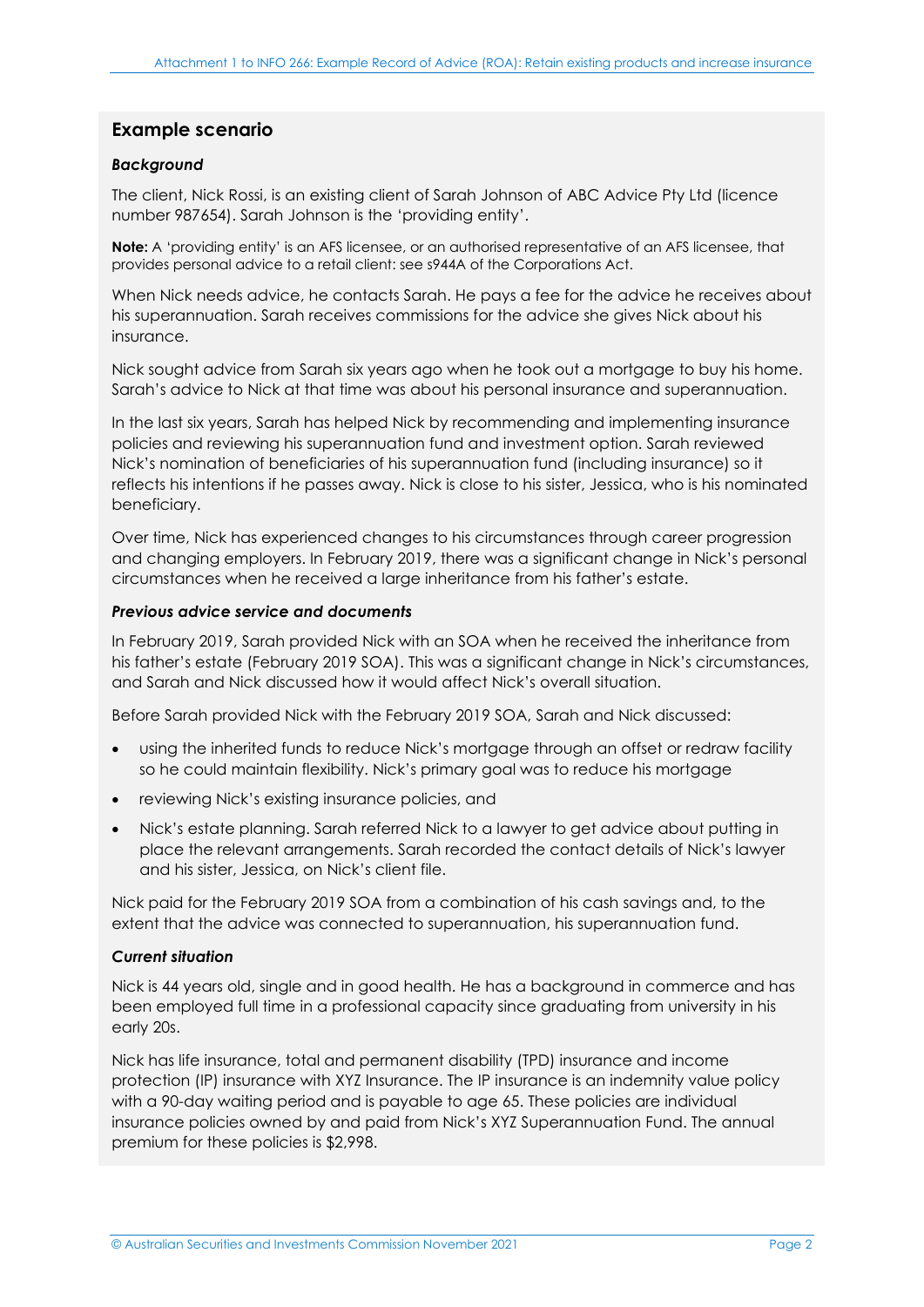## Example scenario

### *Background*

The client, Nick Rossi, is an existing client of Sarah Johnson of ABC Advice Pty Ltd (licence number 987654). Sarah Johnson is the 'providing entity'.

**Note:** A 'providing entity' is an AFS licensee, or an authorised representative of an AFS licensee, that provides personal advice to a retail client: see s944A of the Corporations Act.

When Nick needs advice, he contacts Sarah. He pays a fee for the advice he receives about his superannuation. Sarah receives commissions for the advice she gives Nick about his insurance.

Nick sought advice from Sarah six years ago when he took out a mortgage to buy his home. Sarah's advice to Nick at that time was about his personal insurance and superannuation.

In the last six years, Sarah has helped Nick by recommending and implementing insurance policies and reviewing his superannuation fund and investment option. Sarah reviewed Nick's nomination of beneficiaries of his superannuation fund (including insurance) so it reflects his intentions if he passes away. Nick is close to his sister, Jessica, who is his nominated beneficiary.

Over time, Nick has experienced changes to his circumstances through career progression and changing employers. In February 2019, there was a significant change in Nick's personal circumstances when he received a large inheritance from his father's estate.

### *Previous advice service and documents*

In February 2019, Sarah provided Nick with an SOA when he received the inheritance from his father's estate (February 2019 SOA). This was a significant change in Nick's circumstances, and Sarah and Nick discussed how it would affect Nick's overall situation.

Before Sarah provided Nick with the February 2019 SOA, Sarah and Nick discussed:

- using the inherited funds to reduce Nick's mortgage through an offset or redraw facility so he could maintain flexibility. Nick's primary goal was to reduce his mortgage
- reviewing Nick's existing insurance policies, and
- Nick's estate planning. Sarah referred Nick to a lawyer to get advice about putting in place the relevant arrangements. Sarah recorded the contact details of Nick's lawyer and his sister, Jessica, on Nick's client file.

Nick paid for the February 2019 SOA from a combination of his cash savings and, to the extent that the advice was connected to superannuation, his superannuation fund.

### *Current situation*

Nick is 44 years old, single and in good health. He has a background in commerce and has been employed full time in a professional capacity since graduating from university in his early 20s.

Nick has life insurance, total and permanent disability (TPD) insurance and income protection (IP) insurance with XYZ Insurance. The IP insurance is an indemnity value policy with a 90-day waiting period and is payable to age 65. These policies are individual insurance policies owned by and paid from Nick's XYZ Superannuation Fund. The annual premium for these policies is $2,998.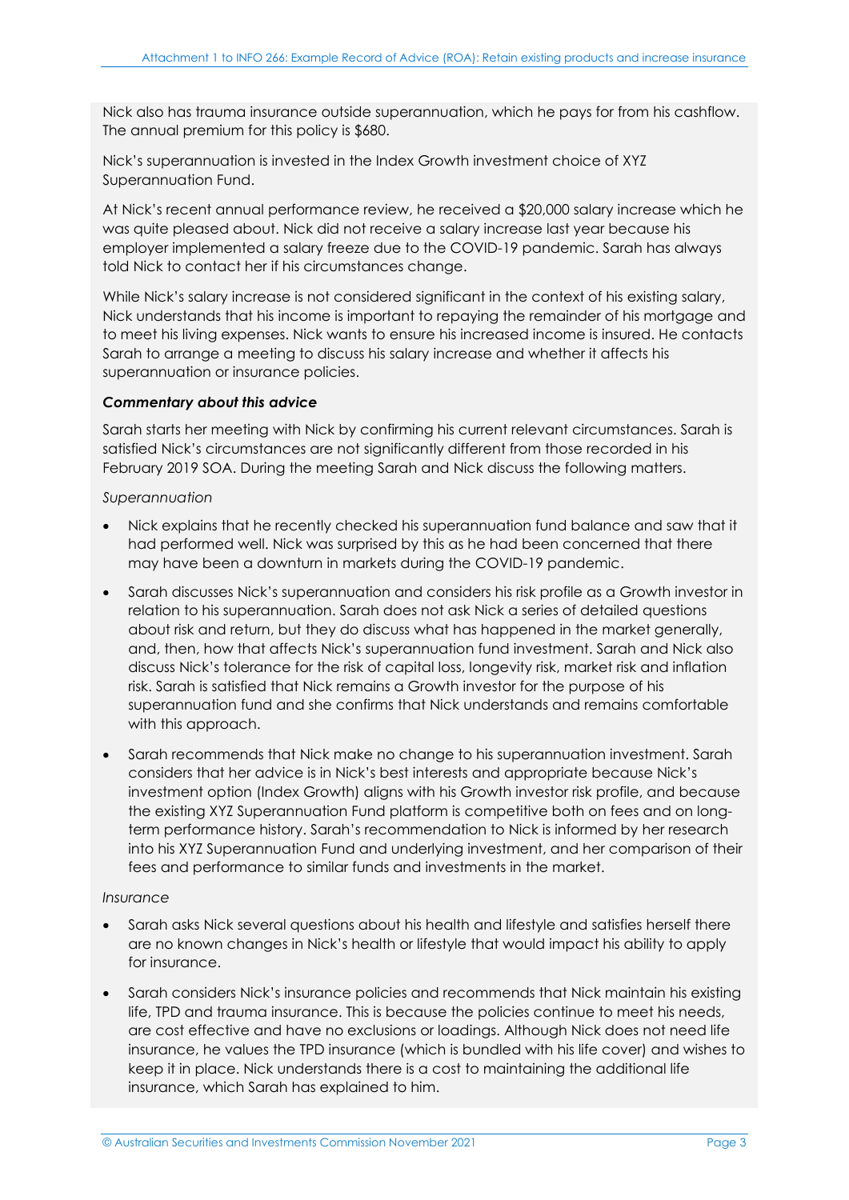Nick also has trauma insurance outside superannuation, which he pays for from his cashflow. The annual premium for this policy is $680.

Nick's superannuation is invested in the Index Growth investment choice of XYZ Superannuation Fund.

At Nick's recent annual performance review, he received a $20,000 salary increase which he was quite pleased about. Nick did not receive a salary increase last year because his employer implemented a salary freeze due to the COVID-19 pandemic. Sarah has always told Nick to contact her if his circumstances change.

While Nick's salary increase is not considered significant in the context of his existing salary, Nick understands that his income is important to repaying the remainder of his mortgage and to meet his living expenses. Nick wants to ensure his increased income is insured. He contacts Sarah to arrange a meeting to discuss his salary increase and whether it affects his superannuation or insurance policies.

***Commentary about this advice***

Sarah starts her meeting with Nick by confirming his current relevant circumstances. Sarah is satisfied Nick's circumstances are not significantly different from those recorded in his February 2019 SOA. During the meeting Sarah and Nick discuss the following matters.

*Superannuation*

- Nick explains that he recently checked his superannuation fund balance and saw that it had performed well. Nick was surprised by this as he had been concerned that there may have been a downturn in markets during the COVID-19 pandemic.
- Sarah discusses Nick's superannuation and considers his risk profile as a Growth investor in relation to his superannuation. Sarah does not ask Nick a series of detailed questions about risk and return, but they do discuss what has happened in the market generally, and, then, how that affects Nick's superannuation fund investment. Sarah and Nick also discuss Nick's tolerance for the risk of capital loss, longevity risk, market risk and inflation risk. Sarah is satisfied that Nick remains a Growth investor for the purpose of his superannuation fund and she confirms that Nick understands and remains comfortable with this approach.
- Sarah recommends that Nick make no change to his superannuation investment. Sarah considers that her advice is in Nick's best interests and appropriate because Nick's investment option (Index Growth) aligns with his Growth investor risk profile, and because the existing XYZ Superannuation Fund platform is competitive both on fees and on long-term performance history. Sarah's recommendation to Nick is informed by her research into his XYZ Superannuation Fund and underlying investment, and her comparison of their fees and performance to similar funds and investments in the market.

*Insurance*

- Sarah asks Nick several questions about his health and lifestyle and satisfies herself there are no known changes in Nick's health or lifestyle that would impact his ability to apply for insurance.
- Sarah considers Nick's insurance policies and recommends that Nick maintain his existing life, TPD and trauma insurance. This is because the policies continue to meet his needs, are cost effective and have no exclusions or loadings. Although Nick does not need life insurance, he values the TPD insurance (which is bundled with his life cover) and wishes to keep it in place. Nick understands there is a cost to maintaining the additional life insurance, which Sarah has explained to him.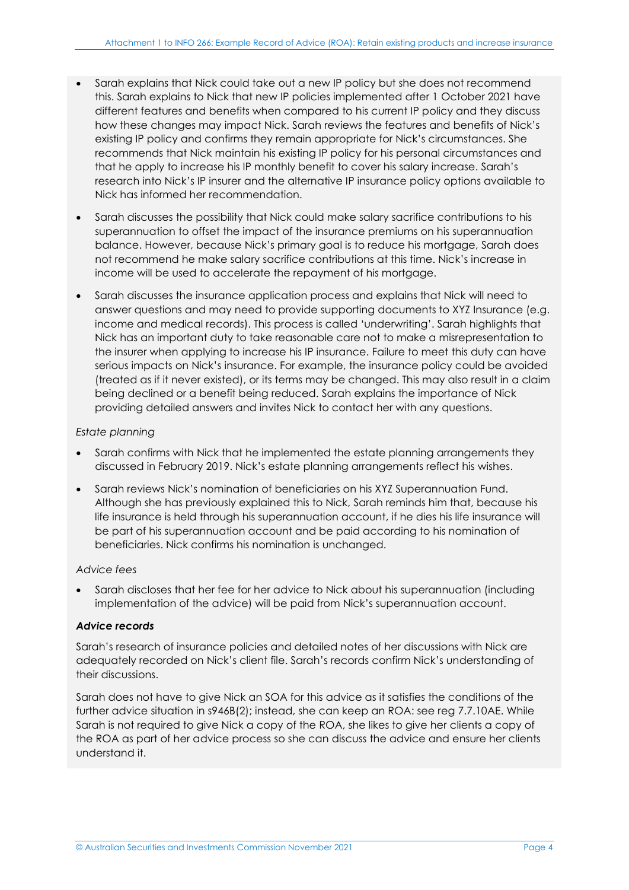- Sarah explains that Nick could take out a new IP policy but she does not recommend this. Sarah explains to Nick that new IP policies implemented after 1 October 2021 have different features and benefits when compared to his current IP policy and they discuss how these changes may impact Nick. Sarah reviews the features and benefits of Nick's existing IP policy and confirms they remain appropriate for Nick's circumstances. She recommends that Nick maintain his existing IP policy for his personal circumstances and that he apply to increase his IP monthly benefit to cover his salary increase. Sarah's research into Nick's IP insurer and the alternative IP insurance policy options available to Nick has informed her recommendation.
- Sarah discusses the possibility that Nick could make salary sacrifice contributions to his superannuation to offset the impact of the insurance premiums on his superannuation balance. However, because Nick's primary goal is to reduce his mortgage, Sarah does not recommend he make salary sacrifice contributions at this time. Nick's increase in income will be used to accelerate the repayment of his mortgage.
- Sarah discusses the insurance application process and explains that Nick will need to answer questions and may need to provide supporting documents to XYZ Insurance (e.g. income and medical records). This process is called 'underwriting'. Sarah highlights that Nick has an important duty to take reasonable care not to make a misrepresentation to the insurer when applying to increase his IP insurance. Failure to meet this duty can have serious impacts on Nick's insurance. For example, the insurance policy could be avoided (treated as if it never existed), or its terms may be changed. This may also result in a claim being declined or a benefit being reduced. Sarah explains the importance of Nick providing detailed answers and invites Nick to contact her with any questions.

*Estate planning*

- Sarah confirms with Nick that he implemented the estate planning arrangements they discussed in February 2019. Nick's estate planning arrangements reflect his wishes.
- Sarah reviews Nick's nomination of beneficiaries on his XYZ Superannuation Fund. Although she has previously explained this to Nick, Sarah reminds him that, because his life insurance is held through his superannuation account, if he dies his life insurance will be part of his superannuation account and be paid according to his nomination of beneficiaries. Nick confirms his nomination is unchanged.

*Advice fees*

- Sarah discloses that her fee for her advice to Nick about his superannuation (including implementation of the advice) will be paid from Nick's superannuation account.

***Advice records***

Sarah's research of insurance policies and detailed notes of her discussions with Nick are adequately recorded on Nick's client file. Sarah's records confirm Nick's understanding of their discussions.

Sarah does not have to give Nick an SOA for this advice as it satisfies the conditions of the further advice situation in s946B(2); instead, she can keep an ROA: see reg 7.7.10AE. While Sarah is not required to give Nick a copy of the ROA, she likes to give her clients a copy of the ROA as part of her advice process so she can discuss the advice and ensure her clients understand it.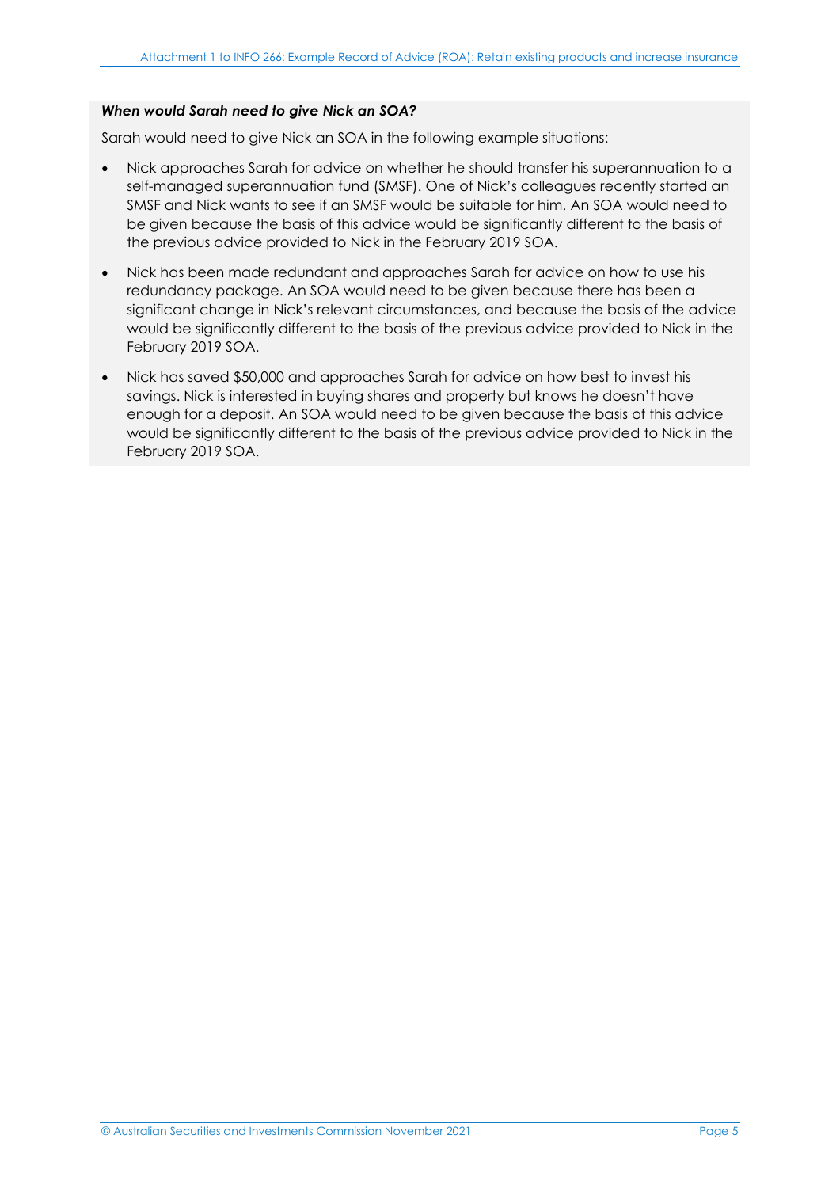***When would Sarah need to give Nick an SOA?***

Sarah would need to give Nick an SOA in the following example situations:

- Nick approaches Sarah for advice on whether he should transfer his superannuation to a self-managed superannuation fund (SMSF). One of Nick's colleagues recently started an SMSF and Nick wants to see if an SMSF would be suitable for him. An SOA would need to be given because the basis of this advice would be significantly different to the basis of the previous advice provided to Nick in the February 2019 SOA.
- Nick has been made redundant and approaches Sarah for advice on how to use his redundancy package. An SOA would need to be given because there has been a significant change in Nick's relevant circumstances, and because the basis of the advice would be significantly different to the basis of the previous advice provided to Nick in the February 2019 SOA.
- Nick has saved $50,000 and approaches Sarah for advice on how best to invest his savings. Nick is interested in buying shares and property but knows he doesn't have enough for a deposit. An SOA would need to be given because the basis of this advice would be significantly different to the basis of the previous advice provided to Nick in the February 2019 SOA.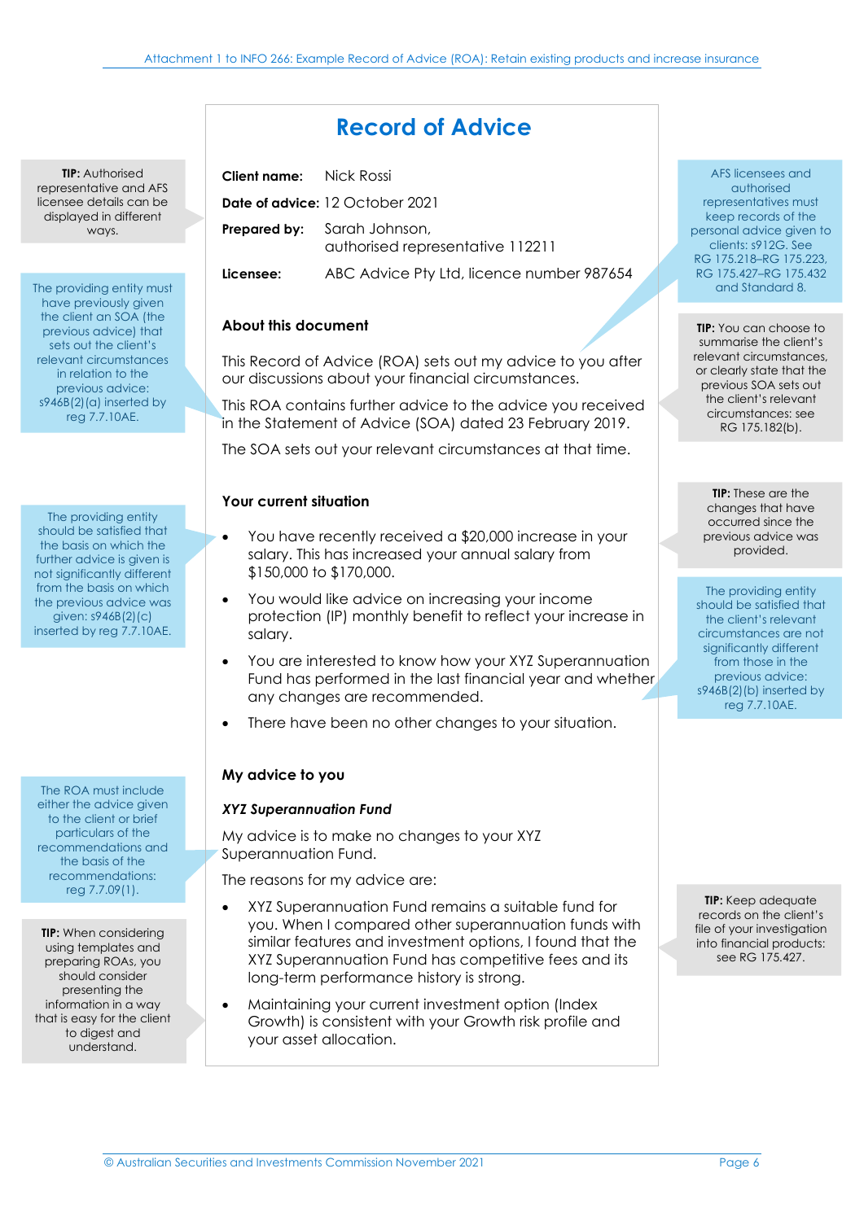# Record of Advice

**Client name:** Nick Rossi

**Date of advice:** 12 October 2021

**Prepared by:** Sarah Johnson, authorised representative 112211

**Licensee:** ABC Advice Pty Ltd, licence number 987654

> **TIP:** Authorised representative and AFS licensee details can be displayed in different ways.

> AFS licensees and authorised representatives must keep records of the personal advice given to clients: s912G. See RG 175.218–RG 175.223, RG 175.427–RG 175.432 and Standard 8.

## About this document

This Record of Advice (ROA) sets out my advice to you after our discussions about your financial circumstances.

This ROA contains further advice to the advice you received in the Statement of Advice (SOA) dated 23 February 2019.

The SOA sets out your relevant circumstances at that time.

> The providing entity must have previously given the client an SOA (the previous advice) that sets out the client's relevant circumstances in relation to the previous advice: s946B(2)(a) inserted by reg 7.7.10AE.

> **TIP:** You can choose to summarise the client's relevant circumstances, or clearly state that the previous SOA sets out the client's relevant circumstances: see RG 175.182(b).

## Your current situation

- You have recently received a $20,000 increase in your salary. This has increased your annual salary from $150,000 to $170,000.
- You would like advice on increasing your income protection (IP) monthly benefit to reflect your increase in salary.
- You are interested to know how your XYZ Superannuation Fund has performed in the last financial year and whether any changes are recommended.
- There have been no other changes to your situation.

> The providing entity should be satisfied that the basis on which the further advice is given is not significantly different from the basis on which the previous advice was given: s946B(2)(c) inserted by reg 7.7.10AE.

> **TIP:** These are the changes that have occurred since the previous advice was provided.

> The providing entity should be satisfied that the client's relevant circumstances are not significantly different from those in the previous advice: s946B(2)(b) inserted by reg 7.7.10AE.

## My advice to you

### *XYZ Superannuation Fund*

My advice is to make no changes to your XYZ Superannuation Fund.

The reasons for my advice are:

- XYZ Superannuation Fund remains a suitable fund for you. When I compared other superannuation funds with similar features and investment options, I found that the XYZ Superannuation Fund has competitive fees and its long-term performance history is strong.
- Maintaining your current investment option (Index Growth) is consistent with your Growth risk profile and your asset allocation.

> The ROA must include either the advice given to the client or brief particulars of the recommendations and the basis of the recommendations: reg 7.7.09(1).

> **TIP:** When considering using templates and preparing ROAs, you should consider presenting the information in a way that is easy for the client to digest and understand.

> **TIP:** Keep adequate records on the client's file of your investigation into financial products: see RG 175.427.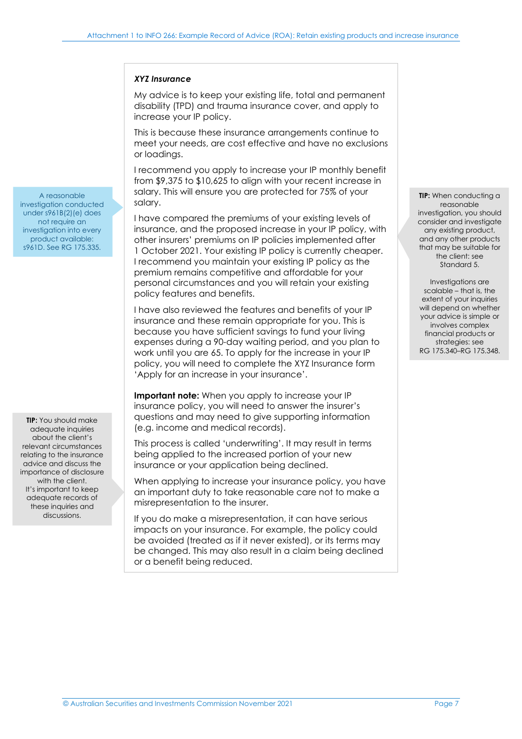***XYZ Insurance***

My advice is to keep your existing life, total and permanent disability (TPD) and trauma insurance cover, and apply to increase your IP policy.

This is because these insurance arrangements continue to meet your needs, are cost effective and have no exclusions or loadings.

I recommend you apply to increase your IP monthly benefit from $9,375 to $10,625 to align with your recent increase in salary. This will ensure you are protected for 75% of your salary.

> A reasonable investigation conducted under s961B(2)(e) does not require an investigation into every product available: s961D. See RG 175.335.

I have compared the premiums of your existing levels of insurance, and the proposed increase in your IP policy, with other insurers' premiums on IP policies implemented after 1 October 2021. Your existing IP policy is currently cheaper. I recommend you maintain your existing IP policy as the premium remains competitive and affordable for your personal circumstances and you will retain your existing policy features and benefits.

> **TIP:** When conducting a reasonable investigation, you should consider and investigate any existing product, and any other products that may be suitable for the client: see Standard 5.
>
> Investigations are scalable – that is, the extent of your inquiries will depend on whether your advice is simple or involves complex financial products or strategies: see RG 175.340–RG 175.348.

I have also reviewed the features and benefits of your IP insurance and these remain appropriate for you. This is because you have sufficient savings to fund your living expenses during a 90-day waiting period, and you plan to work until you are 65. To apply for the increase in your IP policy, you will need to complete the XYZ Insurance form 'Apply for an increase in your insurance'.

**Important note:** When you apply to increase your IP insurance policy, you will need to answer the insurer's questions and may need to give supporting information (e.g. income and medical records).

This process is called 'underwriting'. It may result in terms being applied to the increased portion of your new insurance or your application being declined.

> **TIP:** You should make adequate inquiries about the client's relevant circumstances relating to the insurance advice and discuss the importance of disclosure with the client. It's important to keep adequate records of these inquiries and discussions.

When applying to increase your insurance policy, you have an important duty to take reasonable care not to make a misrepresentation to the insurer.

If you do make a misrepresentation, it can have serious impacts on your insurance. For example, the policy could be avoided (treated as if it never existed), or its terms may be changed. This may also result in a claim being declined or a benefit being reduced.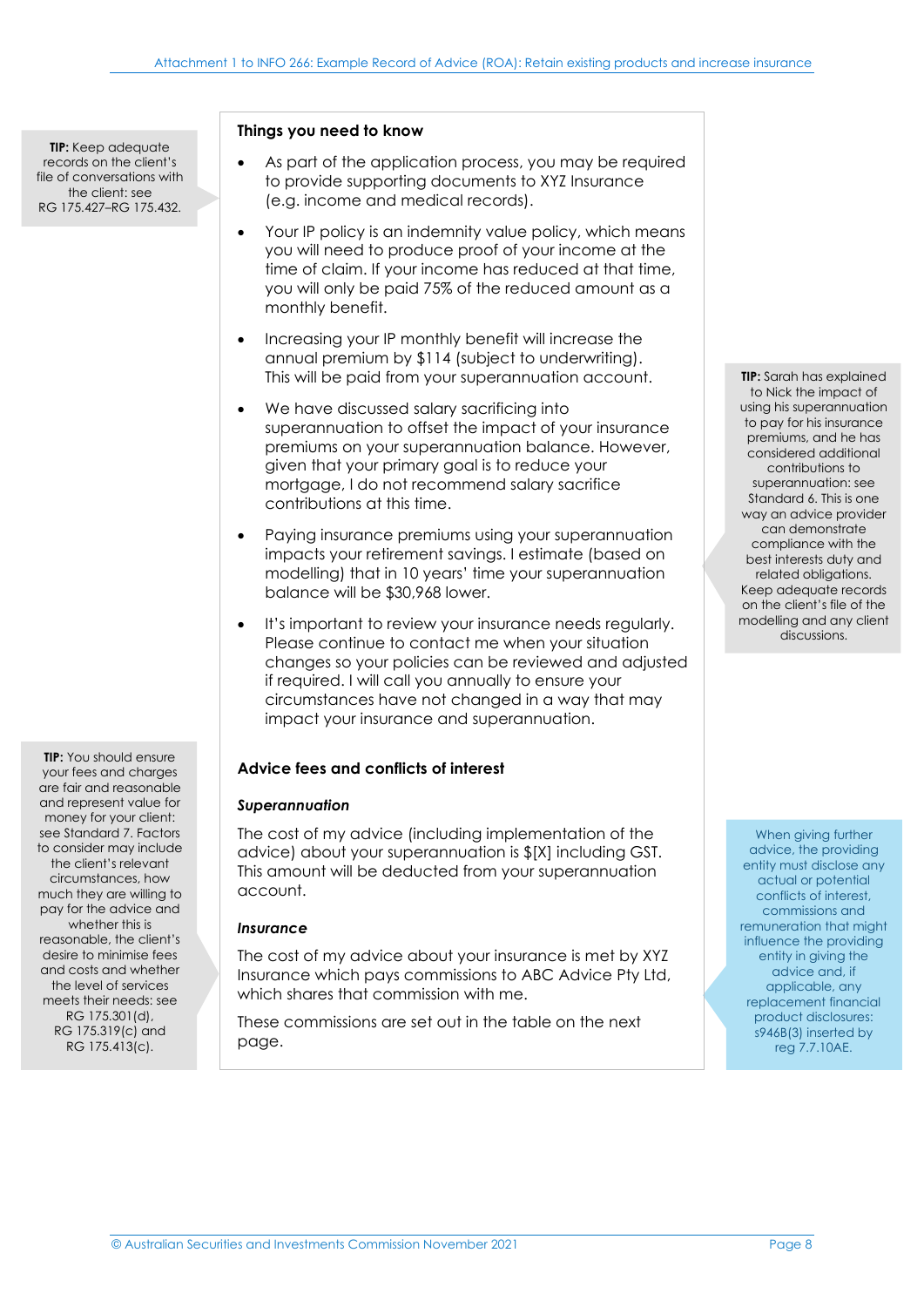> **TIP:** Keep adequate records on the client's file of conversations with the client: see RG 175.427–RG 175.432.

### Things you need to know

- As part of the application process, you may be required to provide supporting documents to XYZ Insurance (e.g. income and medical records).
- Your IP policy is an indemnity value policy, which means you will need to produce proof of your income at the time of claim. If your income has reduced at that time, you will only be paid 75% of the reduced amount as a monthly benefit.
- Increasing your IP monthly benefit will increase the annual premium by $114 (subject to underwriting). This will be paid from your superannuation account.
- We have discussed salary sacrificing into superannuation to offset the impact of your insurance premiums on your superannuation balance. However, given that your primary goal is to reduce your mortgage, I do not recommend salary sacrifice contributions at this time.
- Paying insurance premiums using your superannuation impacts your retirement savings. I estimate (based on modelling) that in 10 years' time your superannuation balance will be $30,968 lower.
- It's important to review your insurance needs regularly. Please continue to contact me when your situation changes so your policies can be reviewed and adjusted if required. I will call you annually to ensure your circumstances have not changed in a way that may impact your insurance and superannuation.

> **TIP:** Sarah has explained to Nick the impact of using his superannuation to pay for his insurance premiums, and he has considered additional contributions to superannuation: see Standard 6. This is one way an advice provider can demonstrate compliance with the best interests duty and related obligations. Keep adequate records on the client's file of the modelling and any client discussions.

### Advice fees and conflicts of interest

> **TIP:** You should ensure your fees and charges are fair and reasonable and represent value for money for your client: see Standard 7. Factors to consider may include the client's relevant circumstances, how much they are willing to pay for the advice and whether this is reasonable, the client's desire to minimise fees and costs and whether the level of services meets their needs: see RG 175.301(d), RG 175.319(c) and RG 175.413(c).

#### *Superannuation*

The cost of my advice (including implementation of the advice) about your superannuation is $[X] including GST. This amount will be deducted from your superannuation account.

#### *Insurance*

The cost of my advice about your insurance is met by XYZ Insurance which pays commissions to ABC Advice Pty Ltd, which shares that commission with me.

These commissions are set out in the table on the next page.

> When giving further advice, the providing entity must disclose any actual or potential conflicts of interest, commissions and remuneration that might influence the providing entity in giving the advice and, if applicable, any replacement financial product disclosures: s946B(3) inserted by reg 7.7.10AE.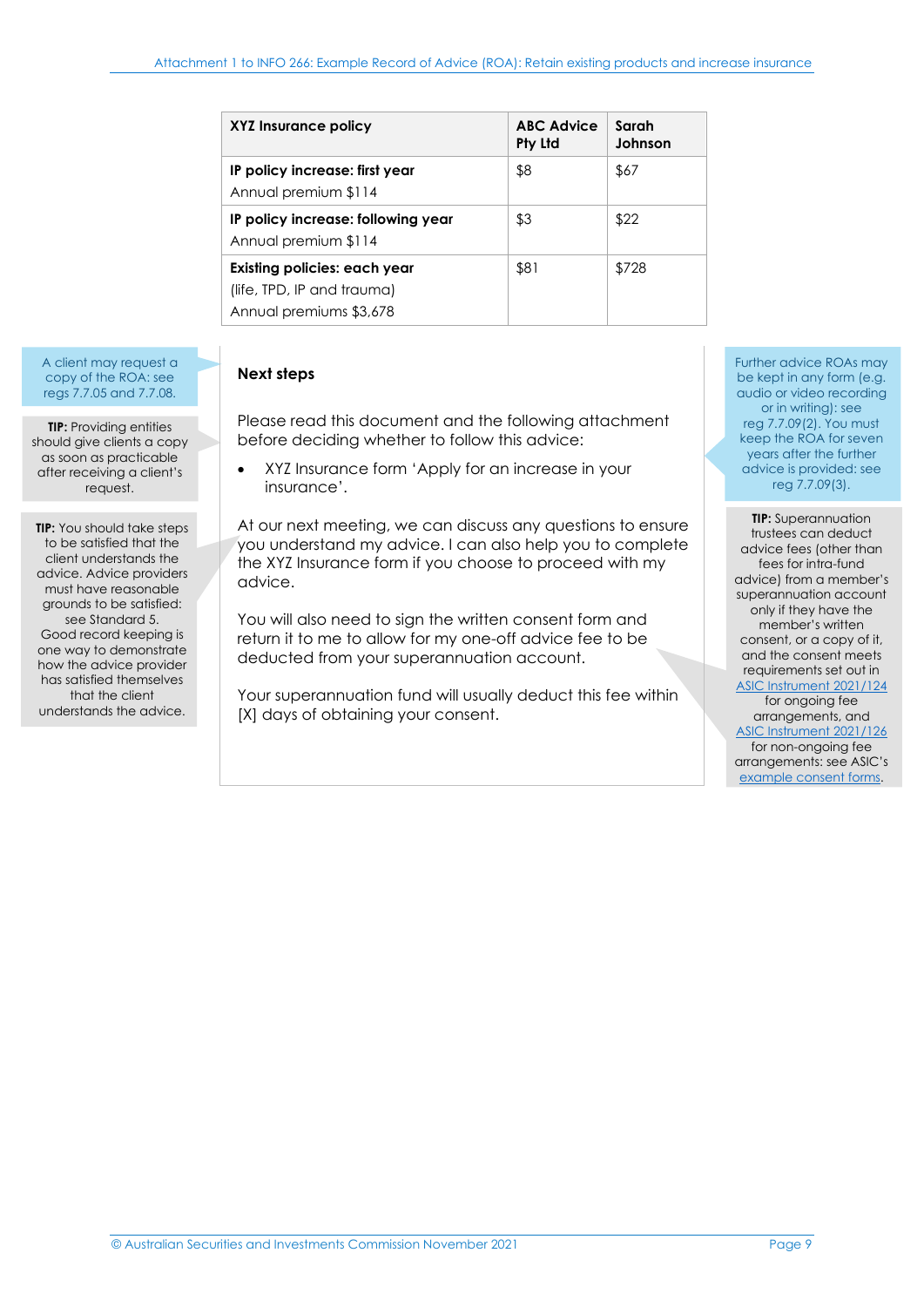| XYZ Insurance policy | ABC Advice Pty Ltd | Sarah Johnson |
|---|---|---|
| **IP policy increase: first year**<br>Annual premium $114 | $8 | $67 |
| **IP policy increase: following year**<br>Annual premium $114 | $3 | $22 |
| **Existing policies: each year**<br>(life, TPD, IP and trauma)<br>Annual premiums $3,678 | $81 | $728 |

A client may request a copy of the ROA: see regs 7.7.05 and 7.7.08.

**TIP:** Providing entities should give clients a copy as soon as practicable after receiving a client's request.

**TIP:** You should take steps to be satisfied that the client understands the advice. Advice providers must have reasonable grounds to be satisfied: see Standard 5. Good record keeping is one way to demonstrate how the advice provider has satisfied themselves that the client understands the advice.

## Next steps

Please read this document and the following attachment before deciding whether to follow this advice:

- XYZ Insurance form 'Apply for an increase in your insurance'.

At our next meeting, we can discuss any questions to ensure you understand my advice. I can also help you to complete the XYZ Insurance form if you choose to proceed with my advice.

You will also need to sign the written consent form and return it to me to allow for my one-off advice fee to be deducted from your superannuation account.

Your superannuation fund will usually deduct this fee within [X] days of obtaining your consent.

Further advice ROAs may be kept in any form (e.g. audio or video recording or in writing): see reg 7.7.09(2). You must keep the ROA for seven years after the further advice is provided: see reg 7.7.09(3).

**TIP:** Superannuation trustees can deduct advice fees (other than fees for intra-fund advice) from a member's superannuation account only if they have the member's written consent, or a copy of it, and the consent meets requirements set out in ASIC Instrument 2021/124 for ongoing fee arrangements, and ASIC Instrument 2021/126 for non-ongoing fee arrangements: see ASIC's example consent forms.